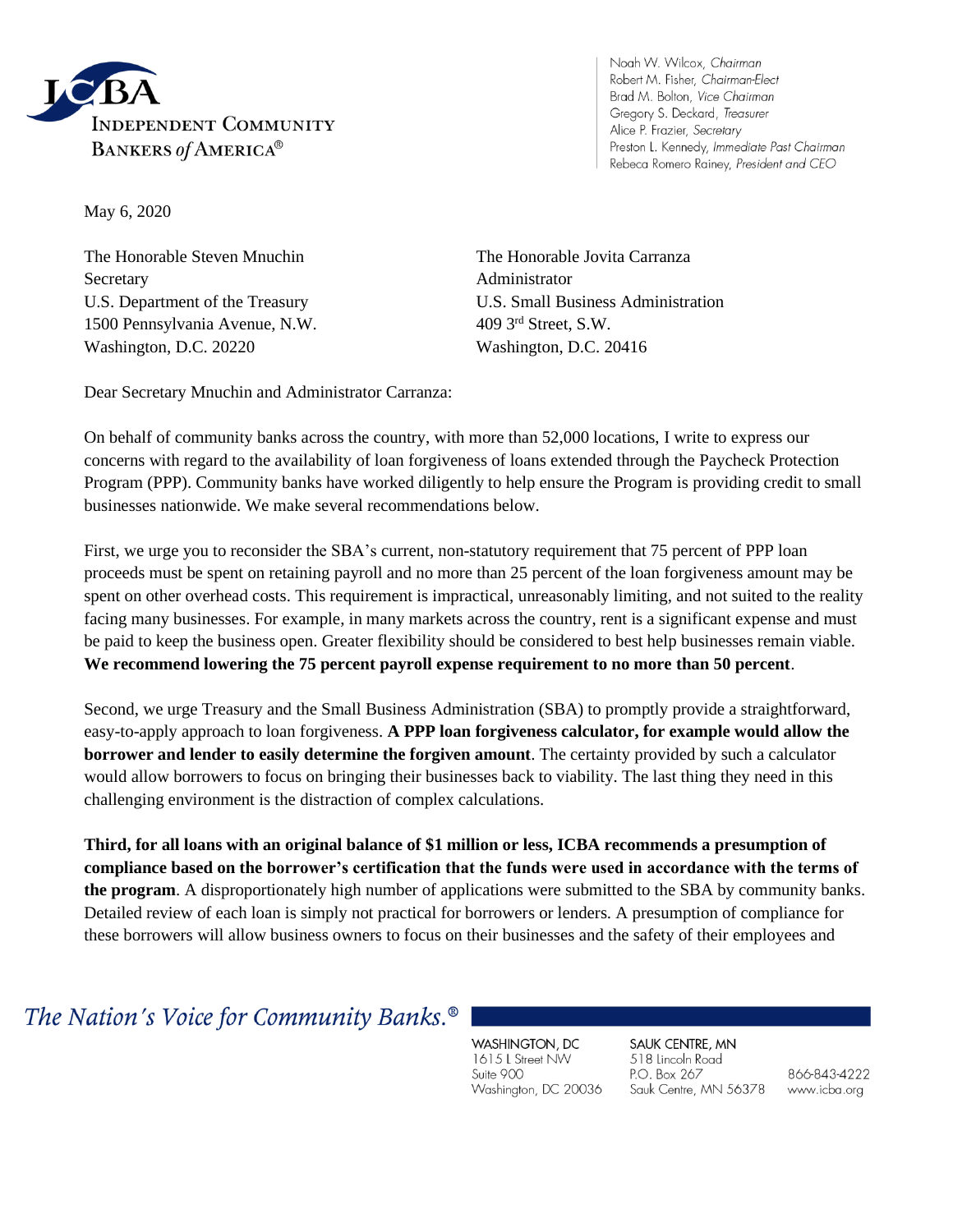**ICBA**
**INDEPENDENT COMMUNITY BANKERS of AMERICA®**

Noah W. Wilcox, *Chairman*
Robert M. Fisher, *Chairman-Elect*
Brad M. Bolton, *Vice Chairman*
Gregory S. Deckard, *Treasurer*
Alice P. Frazier, *Secretary*
Preston L. Kennedy, *Immediate Past Chairman*
Rebeca Romero Rainey, *President and CEO*

May 6, 2020

The Honorable Steven Mnuchin
Secretary
U.S. Department of the Treasury
1500 Pennsylvania Avenue, N.W.
Washington, D.C. 20220

The Honorable Jovita Carranza
Administrator
U.S. Small Business Administration
409 3rd Street, S.W.
Washington, D.C. 20416

Dear Secretary Mnuchin and Administrator Carranza:

On behalf of community banks across the country, with more than 52,000 locations, I write to express our concerns with regard to the availability of loan forgiveness of loans extended through the Paycheck Protection Program (PPP). Community banks have worked diligently to help ensure the Program is providing credit to small businesses nationwide. We make several recommendations below.

First, we urge you to reconsider the SBA's current, non-statutory requirement that 75 percent of PPP loan proceeds must be spent on retaining payroll and no more than 25 percent of the loan forgiveness amount may be spent on other overhead costs. This requirement is impractical, unreasonably limiting, and not suited to the reality facing many businesses. For example, in many markets across the country, rent is a significant expense and must be paid to keep the business open. Greater flexibility should be considered to best help businesses remain viable. **We recommend lowering the 75 percent payroll expense requirement to no more than 50 percent**.

Second, we urge Treasury and the Small Business Administration (SBA) to promptly provide a straightforward, easy-to-apply approach to loan forgiveness. **A PPP loan forgiveness calculator, for example would allow the borrower and lender to easily determine the forgiven amount**. The certainty provided by such a calculator would allow borrowers to focus on bringing their businesses back to viability. The last thing they need in this challenging environment is the distraction of complex calculations.

**Third, for all loans with an original balance of $1 million or less, ICBA recommends a presumption of compliance based on the borrower's certification that the funds were used in accordance with the terms of the program**. A disproportionately high number of applications were submitted to the SBA by community banks. Detailed review of each loan is simply not practical for borrowers or lenders. A presumption of compliance for these borrowers will allow business owners to focus on their businesses and the safety of their employees and

*The Nation's Voice for Community Banks.®*

WASHINGTON, DC
1615 L Street NW
Suite 900
Washington, DC 20036

SAUK CENTRE, MN
518 Lincoln Road
P.O. Box 267
Sauk Centre, MN 56378

866-843-4222
www.icba.org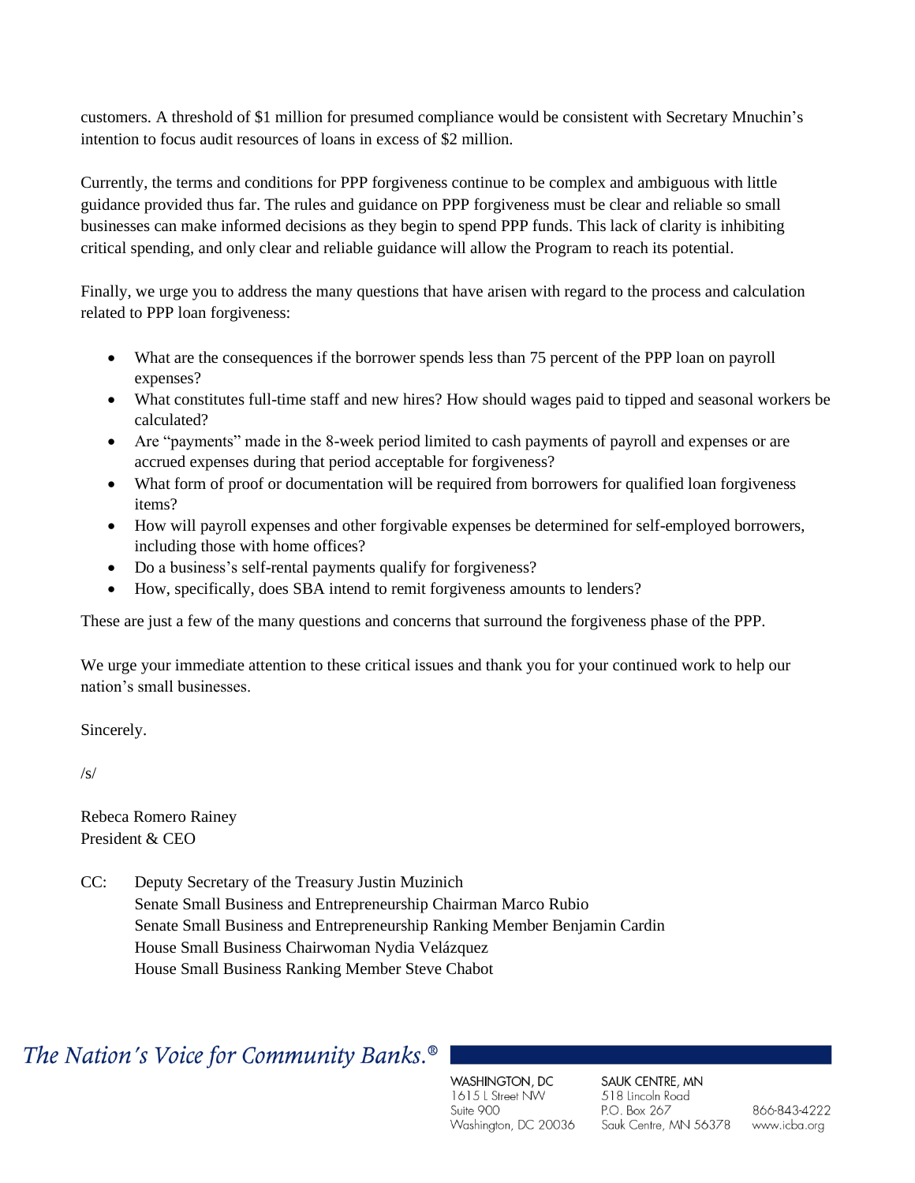customers. A threshold of $1 million for presumed compliance would be consistent with Secretary Mnuchin's intention to focus audit resources of loans in excess of $2 million.

Currently, the terms and conditions for PPP forgiveness continue to be complex and ambiguous with little guidance provided thus far. The rules and guidance on PPP forgiveness must be clear and reliable so small businesses can make informed decisions as they begin to spend PPP funds. This lack of clarity is inhibiting critical spending, and only clear and reliable guidance will allow the Program to reach its potential.

Finally, we urge you to address the many questions that have arisen with regard to the process and calculation related to PPP loan forgiveness:

- What are the consequences if the borrower spends less than 75 percent of the PPP loan on payroll expenses?
- What constitutes full-time staff and new hires? How should wages paid to tipped and seasonal workers be calculated?
- Are "payments" made in the 8-week period limited to cash payments of payroll and expenses or are accrued expenses during that period acceptable for forgiveness?
- What form of proof or documentation will be required from borrowers for qualified loan forgiveness items?
- How will payroll expenses and other forgivable expenses be determined for self-employed borrowers, including those with home offices?
- Do a business's self-rental payments qualify for forgiveness?
- How, specifically, does SBA intend to remit forgiveness amounts to lenders?

These are just a few of the many questions and concerns that surround the forgiveness phase of the PPP.

We urge your immediate attention to these critical issues and thank you for your continued work to help our nation's small businesses.

Sincerely.

/s/

Rebeca Romero Rainey
President & CEO

CC: Deputy Secretary of the Treasury Justin Muzinich
Senate Small Business and Entrepreneurship Chairman Marco Rubio
Senate Small Business and Entrepreneurship Ranking Member Benjamin Cardin
House Small Business Chairwoman Nydia Velázquez
House Small Business Ranking Member Steve Chabot

*The Nation's Voice for Community Banks.®*

WASHINGTON, DC
1615 L Street NW
Suite 900
Washington, DC 20036

SAUK CENTRE, MN
518 Lincoln Road
P.O. Box 267
Sauk Centre, MN 56378

866-843-4222
www.icba.org